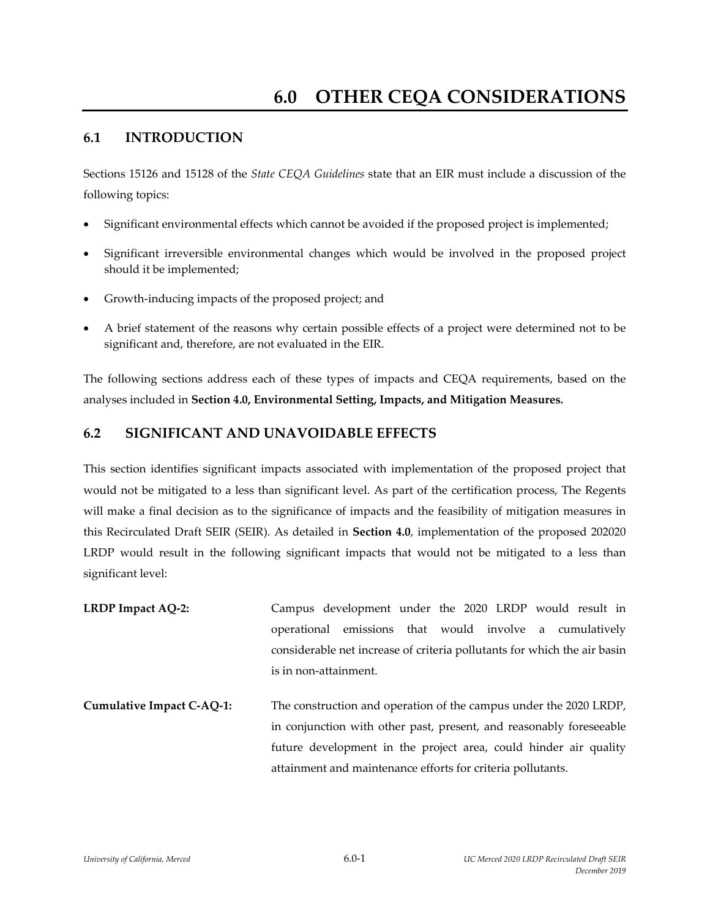# 6.0 OTHER CEQA CONSIDERATIONS

## 6.1 INTRODUCTION

Sections 15126 and 15128 of the *State CEQA Guidelines* state that an EIR must include a discussion of the following topics:

- Significant environmental effects which cannot be avoided if the proposed project is implemented;
- Significant irreversible environmental changes which would be involved in the proposed project should it be implemented;
- Growth-inducing impacts of the proposed project; and
- A brief statement of the reasons why certain possible effects of a project were determined not to be significant and, therefore, are not evaluated in the EIR.

The following sections address each of these types of impacts and CEQA requirements, based on the analyses included in **Section 4.0, Environmental Setting, Impacts, and Mitigation Measures.**

## 6.2 SIGNIFICANT AND UNAVOIDABLE EFFECTS

This section identifies significant impacts associated with implementation of the proposed project that would not be mitigated to a less than significant level. As part of the certification process, The Regents will make a final decision as to the significance of impacts and the feasibility of mitigation measures in this Recirculated Draft SEIR (SEIR). As detailed in **Section 4.0**, implementation of the proposed 202020 LRDP would result in the following significant impacts that would not be mitigated to a less than significant level:

**LRDP Impact AQ-2:** Campus development under the 2020 LRDP would result in operational emissions that would involve a cumulatively considerable net increase of criteria pollutants for which the air basin is in non-attainment.

**Cumulative Impact C-AQ-1:** The construction and operation of the campus under the 2020 LRDP, in conjunction with other past, present, and reasonably foreseeable future development in the project area, could hinder air quality attainment and maintenance efforts for criteria pollutants.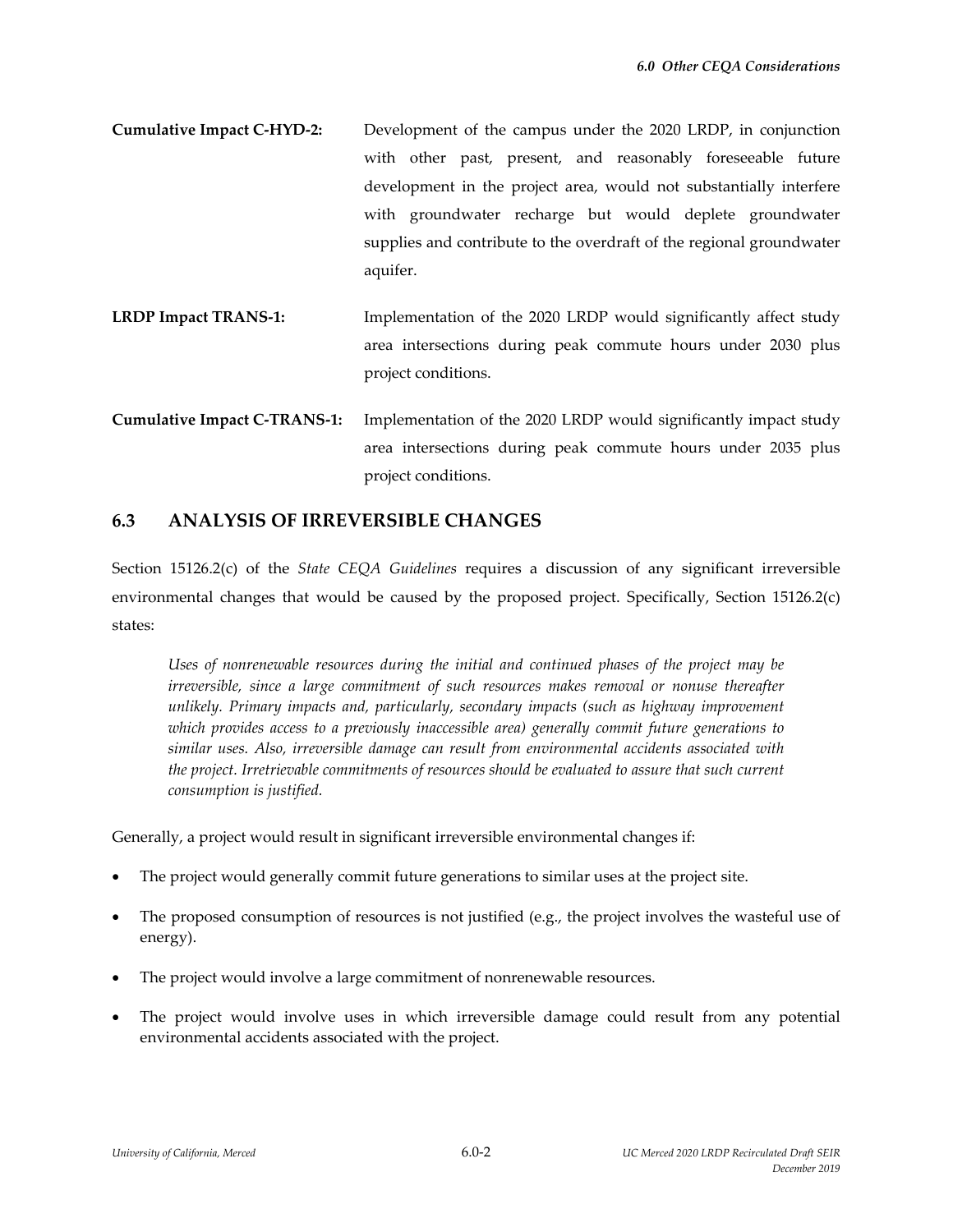**Cumulative Impact C-HYD-2:** Development of the campus under the 2020 LRDP, in conjunction with other past, present, and reasonably foreseeable future development in the project area, would not substantially interfere with groundwater recharge but would deplete groundwater supplies and contribute to the overdraft of the regional groundwater aquifer.

**LRDP Impact TRANS-1:** Implementation of the 2020 LRDP would significantly affect study area intersections during peak commute hours under 2030 plus project conditions.

**Cumulative Impact C-TRANS-1:** Implementation of the 2020 LRDP would significantly impact study area intersections during peak commute hours under 2035 plus project conditions.

## 6.3 ANALYSIS OF IRREVERSIBLE CHANGES

Section 15126.2(c) of the *State CEQA Guidelines* requires a discussion of any significant irreversible environmental changes that would be caused by the proposed project. Specifically, Section 15126.2(c) states:

> *Uses of nonrenewable resources during the initial and continued phases of the project may be irreversible, since a large commitment of such resources makes removal or nonuse thereafter unlikely. Primary impacts and, particularly, secondary impacts (such as highway improvement which provides access to a previously inaccessible area) generally commit future generations to similar uses. Also, irreversible damage can result from environmental accidents associated with the project. Irretrievable commitments of resources should be evaluated to assure that such current consumption is justified.*

Generally, a project would result in significant irreversible environmental changes if:

- The project would generally commit future generations to similar uses at the project site.
- The proposed consumption of resources is not justified (e.g., the project involves the wasteful use of energy).
- The project would involve a large commitment of nonrenewable resources.
- The project would involve uses in which irreversible damage could result from any potential environmental accidents associated with the project.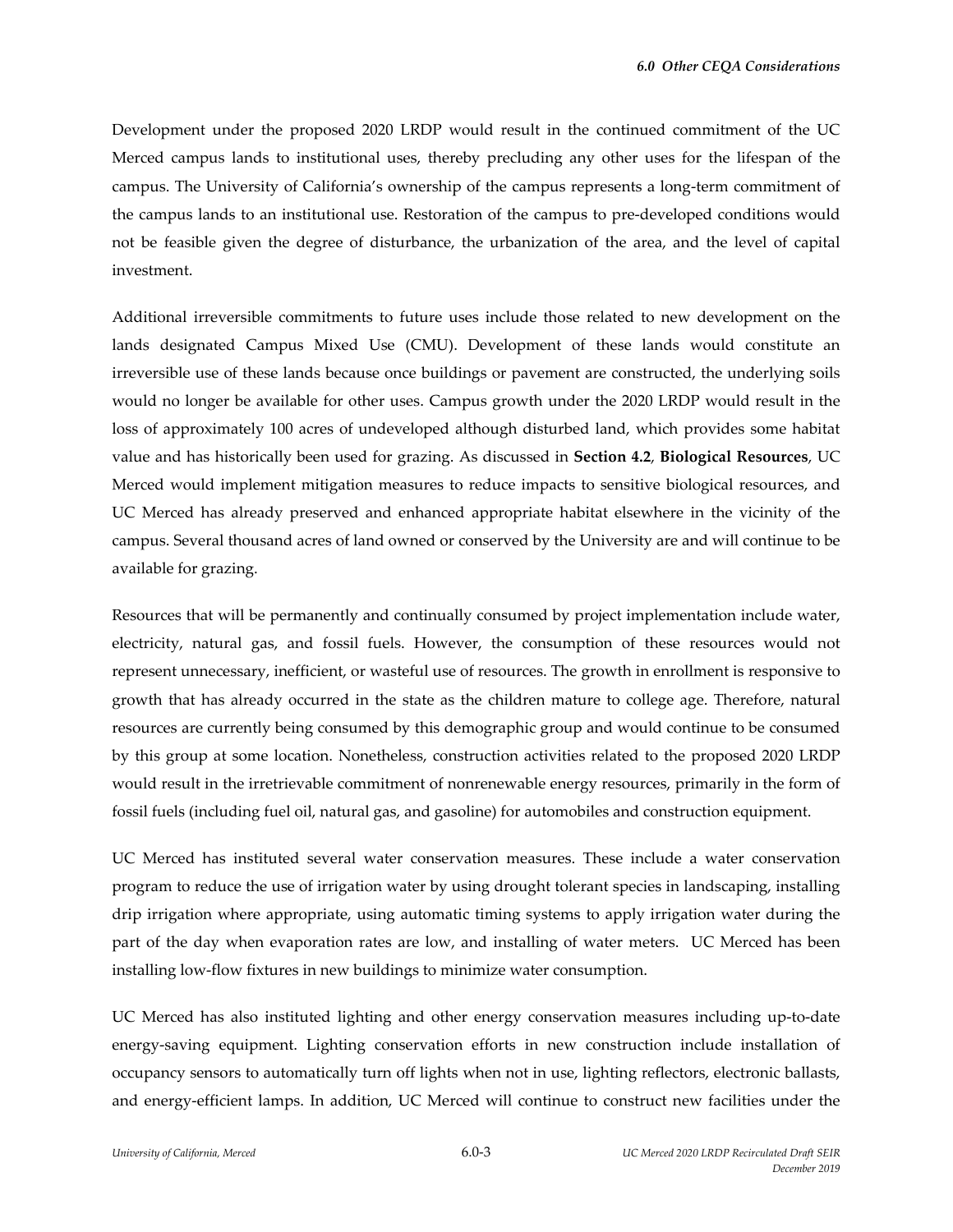Development under the proposed 2020 LRDP would result in the continued commitment of the UC Merced campus lands to institutional uses, thereby precluding any other uses for the lifespan of the campus. The University of California's ownership of the campus represents a long-term commitment of the campus lands to an institutional use. Restoration of the campus to pre-developed conditions would not be feasible given the degree of disturbance, the urbanization of the area, and the level of capital investment.

Additional irreversible commitments to future uses include those related to new development on the lands designated Campus Mixed Use (CMU). Development of these lands would constitute an irreversible use of these lands because once buildings or pavement are constructed, the underlying soils would no longer be available for other uses. Campus growth under the 2020 LRDP would result in the loss of approximately 100 acres of undeveloped although disturbed land, which provides some habitat value and has historically been used for grazing. As discussed in **Section 4.2**, **Biological Resources**, UC Merced would implement mitigation measures to reduce impacts to sensitive biological resources, and UC Merced has already preserved and enhanced appropriate habitat elsewhere in the vicinity of the campus. Several thousand acres of land owned or conserved by the University are and will continue to be available for grazing.

Resources that will be permanently and continually consumed by project implementation include water, electricity, natural gas, and fossil fuels. However, the consumption of these resources would not represent unnecessary, inefficient, or wasteful use of resources. The growth in enrollment is responsive to growth that has already occurred in the state as the children mature to college age. Therefore, natural resources are currently being consumed by this demographic group and would continue to be consumed by this group at some location. Nonetheless, construction activities related to the proposed 2020 LRDP would result in the irretrievable commitment of nonrenewable energy resources, primarily in the form of fossil fuels (including fuel oil, natural gas, and gasoline) for automobiles and construction equipment.

UC Merced has instituted several water conservation measures. These include a water conservation program to reduce the use of irrigation water by using drought tolerant species in landscaping, installing drip irrigation where appropriate, using automatic timing systems to apply irrigation water during the part of the day when evaporation rates are low, and installing of water meters. UC Merced has been installing low-flow fixtures in new buildings to minimize water consumption.

UC Merced has also instituted lighting and other energy conservation measures including up-to-date energy-saving equipment. Lighting conservation efforts in new construction include installation of occupancy sensors to automatically turn off lights when not in use, lighting reflectors, electronic ballasts, and energy-efficient lamps. In addition, UC Merced will continue to construct new facilities under the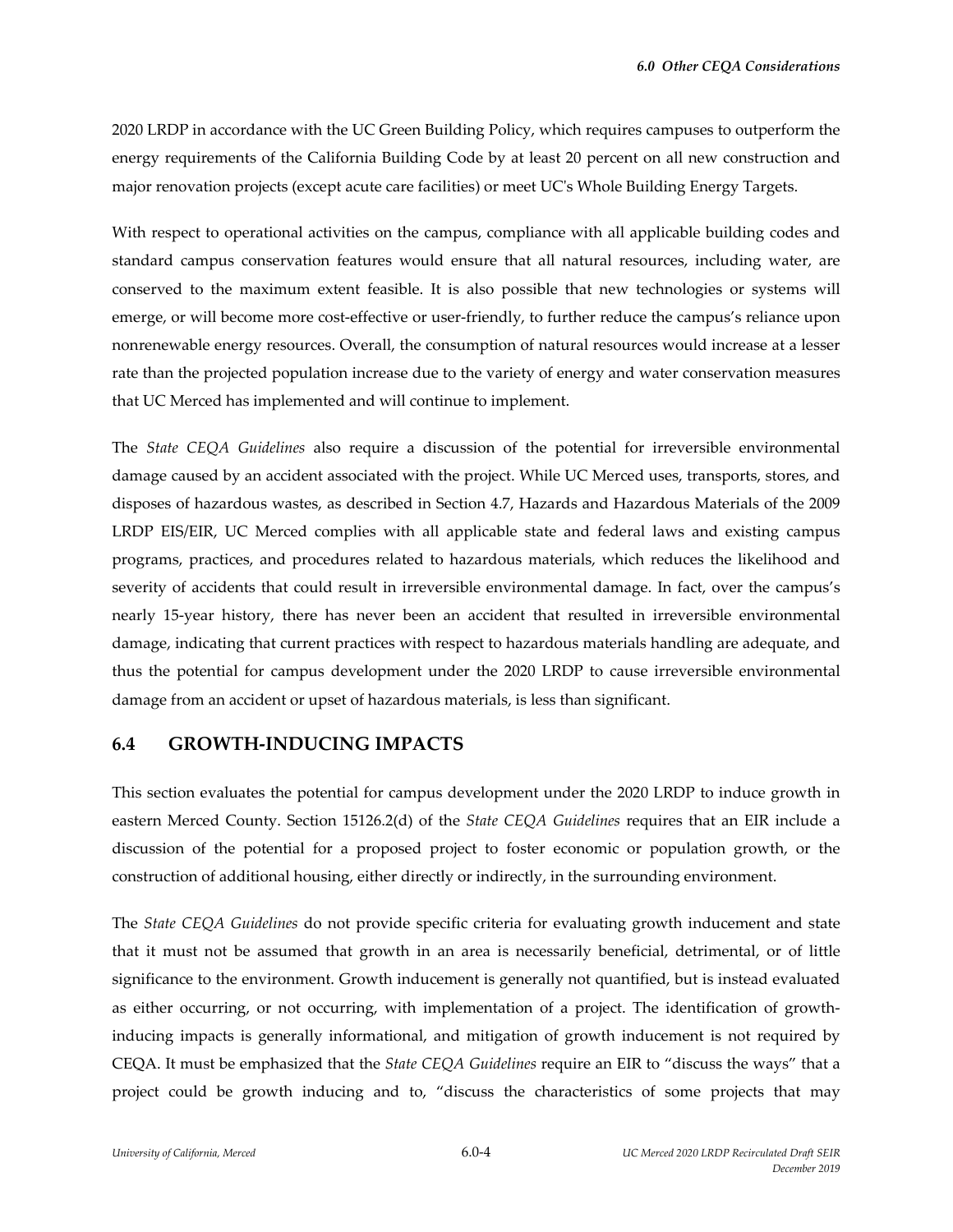2020 LRDP in accordance with the UC Green Building Policy, which requires campuses to outperform the energy requirements of the California Building Code by at least 20 percent on all new construction and major renovation projects (except acute care facilities) or meet UC's Whole Building Energy Targets.

With respect to operational activities on the campus, compliance with all applicable building codes and standard campus conservation features would ensure that all natural resources, including water, are conserved to the maximum extent feasible. It is also possible that new technologies or systems will emerge, or will become more cost-effective or user-friendly, to further reduce the campus's reliance upon nonrenewable energy resources. Overall, the consumption of natural resources would increase at a lesser rate than the projected population increase due to the variety of energy and water conservation measures that UC Merced has implemented and will continue to implement.

The *State CEQA Guidelines* also require a discussion of the potential for irreversible environmental damage caused by an accident associated with the project. While UC Merced uses, transports, stores, and disposes of hazardous wastes, as described in Section 4.7, Hazards and Hazardous Materials of the 2009 LRDP EIS/EIR, UC Merced complies with all applicable state and federal laws and existing campus programs, practices, and procedures related to hazardous materials, which reduces the likelihood and severity of accidents that could result in irreversible environmental damage. In fact, over the campus's nearly 15-year history, there has never been an accident that resulted in irreversible environmental damage, indicating that current practices with respect to hazardous materials handling are adequate, and thus the potential for campus development under the 2020 LRDP to cause irreversible environmental damage from an accident or upset of hazardous materials, is less than significant.

## 6.4 GROWTH-INDUCING IMPACTS

This section evaluates the potential for campus development under the 2020 LRDP to induce growth in eastern Merced County. Section 15126.2(d) of the *State CEQA Guidelines* requires that an EIR include a discussion of the potential for a proposed project to foster economic or population growth, or the construction of additional housing, either directly or indirectly, in the surrounding environment.

The *State CEQA Guidelines* do not provide specific criteria for evaluating growth inducement and state that it must not be assumed that growth in an area is necessarily beneficial, detrimental, or of little significance to the environment. Growth inducement is generally not quantified, but is instead evaluated as either occurring, or not occurring, with implementation of a project. The identification of growth-inducing impacts is generally informational, and mitigation of growth inducement is not required by CEQA. It must be emphasized that the *State CEQA Guidelines* require an EIR to "discuss the ways" that a project could be growth inducing and to, "discuss the characteristics of some projects that may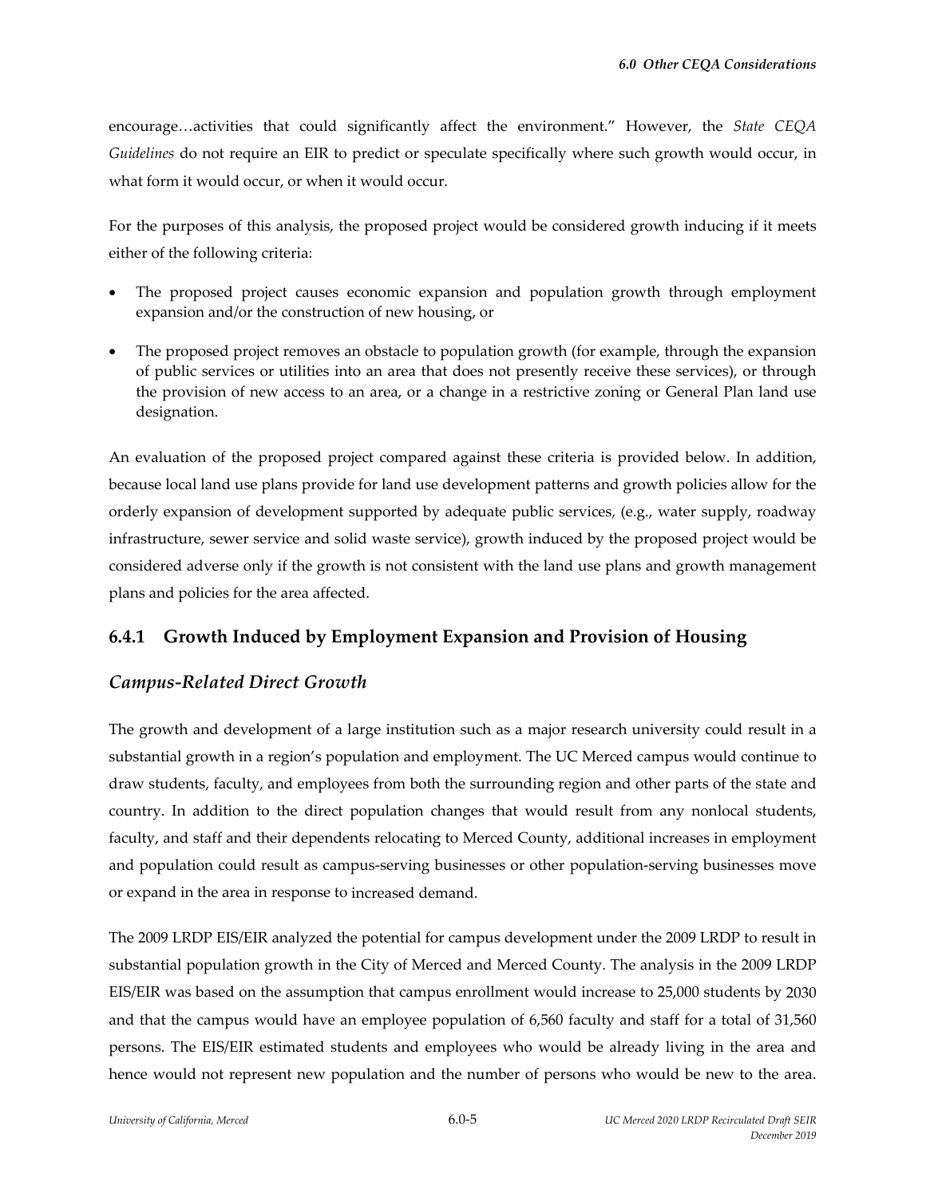encourage…activities that could significantly affect the environment." However, the *State CEQA Guidelines* do not require an EIR to predict or speculate specifically where such growth would occur, in what form it would occur, or when it would occur.

For the purposes of this analysis, the proposed project would be considered growth inducing if it meets either of the following criteria:

- The proposed project causes economic expansion and population growth through employment expansion and/or the construction of new housing, or
- The proposed project removes an obstacle to population growth (for example, through the expansion of public services or utilities into an area that does not presently receive these services), or through the provision of new access to an area, or a change in a restrictive zoning or General Plan land use designation.

An evaluation of the proposed project compared against these criteria is provided below. In addition, because local land use plans provide for land use development patterns and growth policies allow for the orderly expansion of development supported by adequate public services, (e.g., water supply, roadway infrastructure, sewer service and solid waste service), growth induced by the proposed project would be considered adverse only if the growth is not consistent with the land use plans and growth management plans and policies for the area affected.

## 6.4.1 Growth Induced by Employment Expansion and Provision of Housing

### *Campus-Related Direct Growth*

The growth and development of a large institution such as a major research university could result in a substantial growth in a region's population and employment. The UC Merced campus would continue to draw students, faculty, and employees from both the surrounding region and other parts of the state and country. In addition to the direct population changes that would result from any nonlocal students, faculty, and staff and their dependents relocating to Merced County, additional increases in employment and population could result as campus-serving businesses or other population-serving businesses move or expand in the area in response to increased demand.

The 2009 LRDP EIS/EIR analyzed the potential for campus development under the 2009 LRDP to result in substantial population growth in the City of Merced and Merced County. The analysis in the 2009 LRDP EIS/EIR was based on the assumption that campus enrollment would increase to 25,000 students by 2030 and that the campus would have an employee population of 6,560 faculty and staff for a total of 31,560 persons. The EIS/EIR estimated students and employees who would be already living in the area and hence would not represent new population and the number of persons who would be new to the area.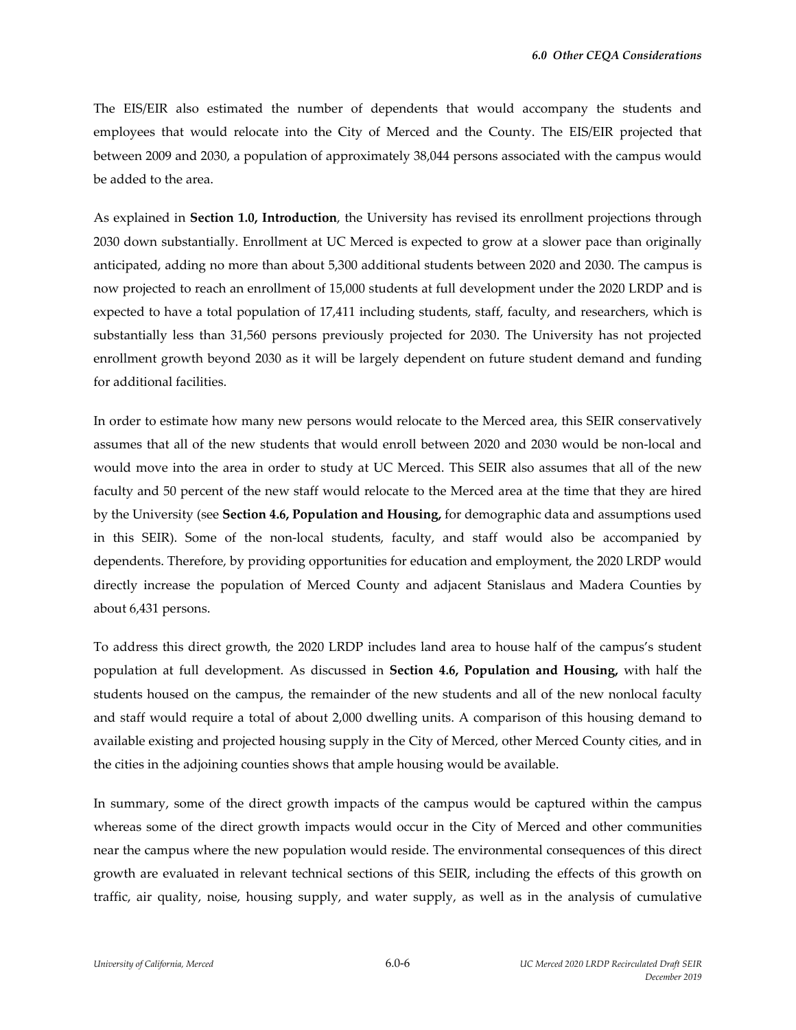The EIS/EIR also estimated the number of dependents that would accompany the students and employees that would relocate into the City of Merced and the County. The EIS/EIR projected that between 2009 and 2030, a population of approximately 38,044 persons associated with the campus would be added to the area.

As explained in **Section 1.0, Introduction**, the University has revised its enrollment projections through 2030 down substantially. Enrollment at UC Merced is expected to grow at a slower pace than originally anticipated, adding no more than about 5,300 additional students between 2020 and 2030. The campus is now projected to reach an enrollment of 15,000 students at full development under the 2020 LRDP and is expected to have a total population of 17,411 including students, staff, faculty, and researchers, which is substantially less than 31,560 persons previously projected for 2030. The University has not projected enrollment growth beyond 2030 as it will be largely dependent on future student demand and funding for additional facilities.

In order to estimate how many new persons would relocate to the Merced area, this SEIR conservatively assumes that all of the new students that would enroll between 2020 and 2030 would be non-local and would move into the area in order to study at UC Merced. This SEIR also assumes that all of the new faculty and 50 percent of the new staff would relocate to the Merced area at the time that they are hired by the University (see **Section 4.6, Population and Housing,** for demographic data and assumptions used in this SEIR). Some of the non-local students, faculty, and staff would also be accompanied by dependents. Therefore, by providing opportunities for education and employment, the 2020 LRDP would directly increase the population of Merced County and adjacent Stanislaus and Madera Counties by about 6,431 persons.

To address this direct growth, the 2020 LRDP includes land area to house half of the campus's student population at full development. As discussed in **Section 4.6, Population and Housing,** with half the students housed on the campus, the remainder of the new students and all of the new nonlocal faculty and staff would require a total of about 2,000 dwelling units. A comparison of this housing demand to available existing and projected housing supply in the City of Merced, other Merced County cities, and in the cities in the adjoining counties shows that ample housing would be available.

In summary, some of the direct growth impacts of the campus would be captured within the campus whereas some of the direct growth impacts would occur in the City of Merced and other communities near the campus where the new population would reside. The environmental consequences of this direct growth are evaluated in relevant technical sections of this SEIR, including the effects of this growth on traffic, air quality, noise, housing supply, and water supply, as well as in the analysis of cumulative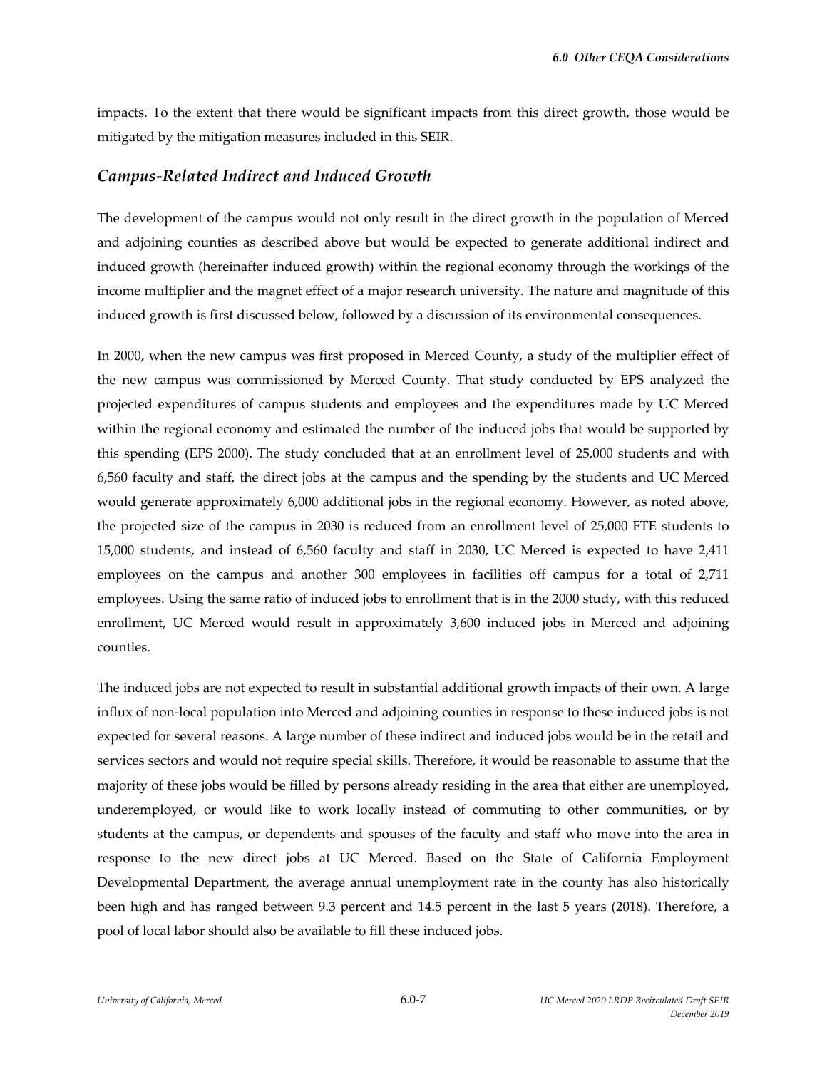impacts. To the extent that there would be significant impacts from this direct growth, those would be mitigated by the mitigation measures included in this SEIR.

## *Campus-Related Indirect and Induced Growth*

The development of the campus would not only result in the direct growth in the population of Merced and adjoining counties as described above but would be expected to generate additional indirect and induced growth (hereinafter induced growth) within the regional economy through the workings of the income multiplier and the magnet effect of a major research university. The nature and magnitude of this induced growth is first discussed below, followed by a discussion of its environmental consequences.

In 2000, when the new campus was first proposed in Merced County, a study of the multiplier effect of the new campus was commissioned by Merced County. That study conducted by EPS analyzed the projected expenditures of campus students and employees and the expenditures made by UC Merced within the regional economy and estimated the number of the induced jobs that would be supported by this spending (EPS 2000). The study concluded that at an enrollment level of 25,000 students and with 6,560 faculty and staff, the direct jobs at the campus and the spending by the students and UC Merced would generate approximately 6,000 additional jobs in the regional economy. However, as noted above, the projected size of the campus in 2030 is reduced from an enrollment level of 25,000 FTE students to 15,000 students, and instead of 6,560 faculty and staff in 2030, UC Merced is expected to have 2,411 employees on the campus and another 300 employees in facilities off campus for a total of 2,711 employees. Using the same ratio of induced jobs to enrollment that is in the 2000 study, with this reduced enrollment, UC Merced would result in approximately 3,600 induced jobs in Merced and adjoining counties.

The induced jobs are not expected to result in substantial additional growth impacts of their own. A large influx of non-local population into Merced and adjoining counties in response to these induced jobs is not expected for several reasons. A large number of these indirect and induced jobs would be in the retail and services sectors and would not require special skills. Therefore, it would be reasonable to assume that the majority of these jobs would be filled by persons already residing in the area that either are unemployed, underemployed, or would like to work locally instead of commuting to other communities, or by students at the campus, or dependents and spouses of the faculty and staff who move into the area in response to the new direct jobs at UC Merced. Based on the State of California Employment Developmental Department, the average annual unemployment rate in the county has also historically been high and has ranged between 9.3 percent and 14.5 percent in the last 5 years (2018). Therefore, a pool of local labor should also be available to fill these induced jobs.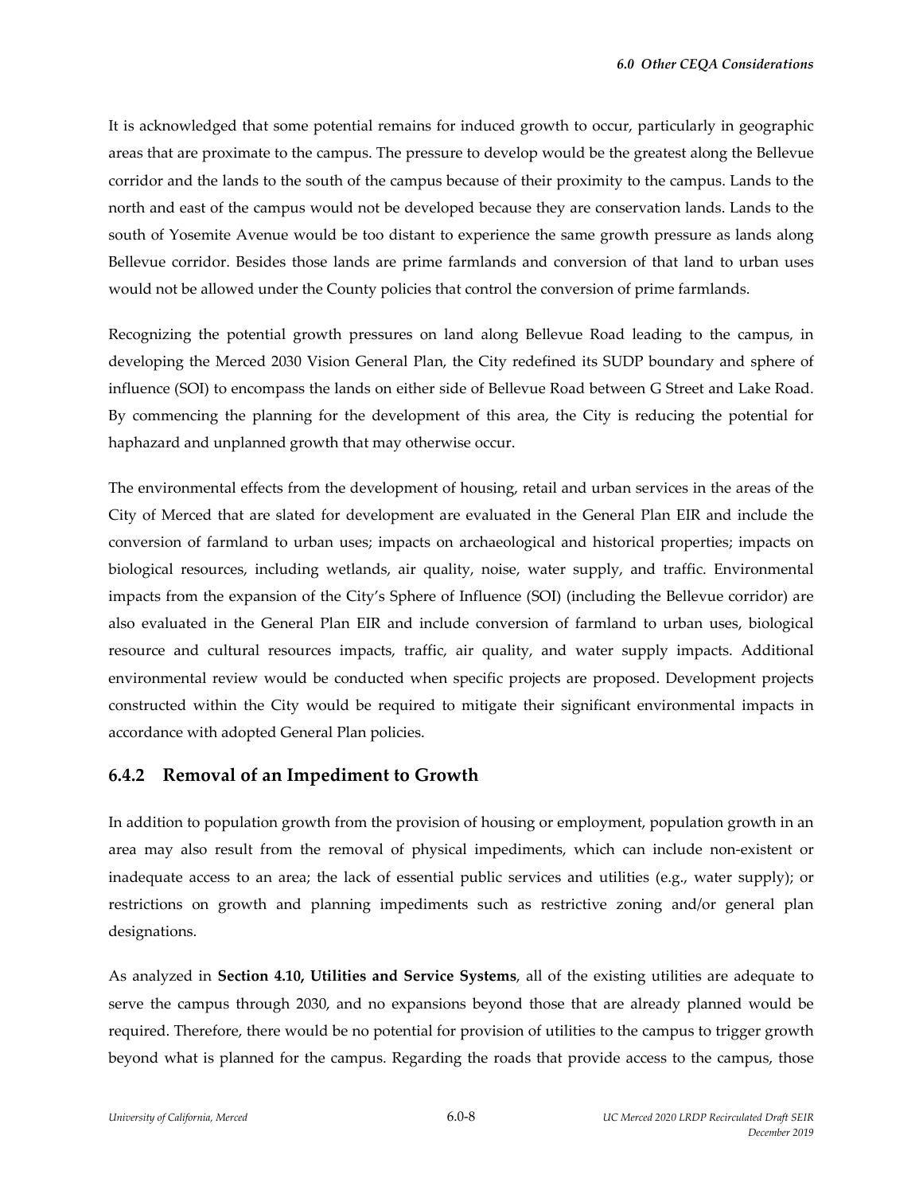It is acknowledged that some potential remains for induced growth to occur, particularly in geographic areas that are proximate to the campus. The pressure to develop would be the greatest along the Bellevue corridor and the lands to the south of the campus because of their proximity to the campus. Lands to the north and east of the campus would not be developed because they are conservation lands. Lands to the south of Yosemite Avenue would be too distant to experience the same growth pressure as lands along Bellevue corridor. Besides those lands are prime farmlands and conversion of that land to urban uses would not be allowed under the County policies that control the conversion of prime farmlands.

Recognizing the potential growth pressures on land along Bellevue Road leading to the campus, in developing the Merced 2030 Vision General Plan, the City redefined its SUDP boundary and sphere of influence (SOI) to encompass the lands on either side of Bellevue Road between G Street and Lake Road. By commencing the planning for the development of this area, the City is reducing the potential for haphazard and unplanned growth that may otherwise occur.

The environmental effects from the development of housing, retail and urban services in the areas of the City of Merced that are slated for development are evaluated in the General Plan EIR and include the conversion of farmland to urban uses; impacts on archaeological and historical properties; impacts on biological resources, including wetlands, air quality, noise, water supply, and traffic. Environmental impacts from the expansion of the City's Sphere of Influence (SOI) (including the Bellevue corridor) are also evaluated in the General Plan EIR and include conversion of farmland to urban uses, biological resource and cultural resources impacts, traffic, air quality, and water supply impacts. Additional environmental review would be conducted when specific projects are proposed. Development projects constructed within the City would be required to mitigate their significant environmental impacts in accordance with adopted General Plan policies.

### 6.4.2 Removal of an Impediment to Growth

In addition to population growth from the provision of housing or employment, population growth in an area may also result from the removal of physical impediments, which can include non-existent or inadequate access to an area; the lack of essential public services and utilities (e.g., water supply); or restrictions on growth and planning impediments such as restrictive zoning and/or general plan designations.

As analyzed in **Section 4.10, Utilities and Service Systems**, all of the existing utilities are adequate to serve the campus through 2030, and no expansions beyond those that are already planned would be required. Therefore, there would be no potential for provision of utilities to the campus to trigger growth beyond what is planned for the campus. Regarding the roads that provide access to the campus, those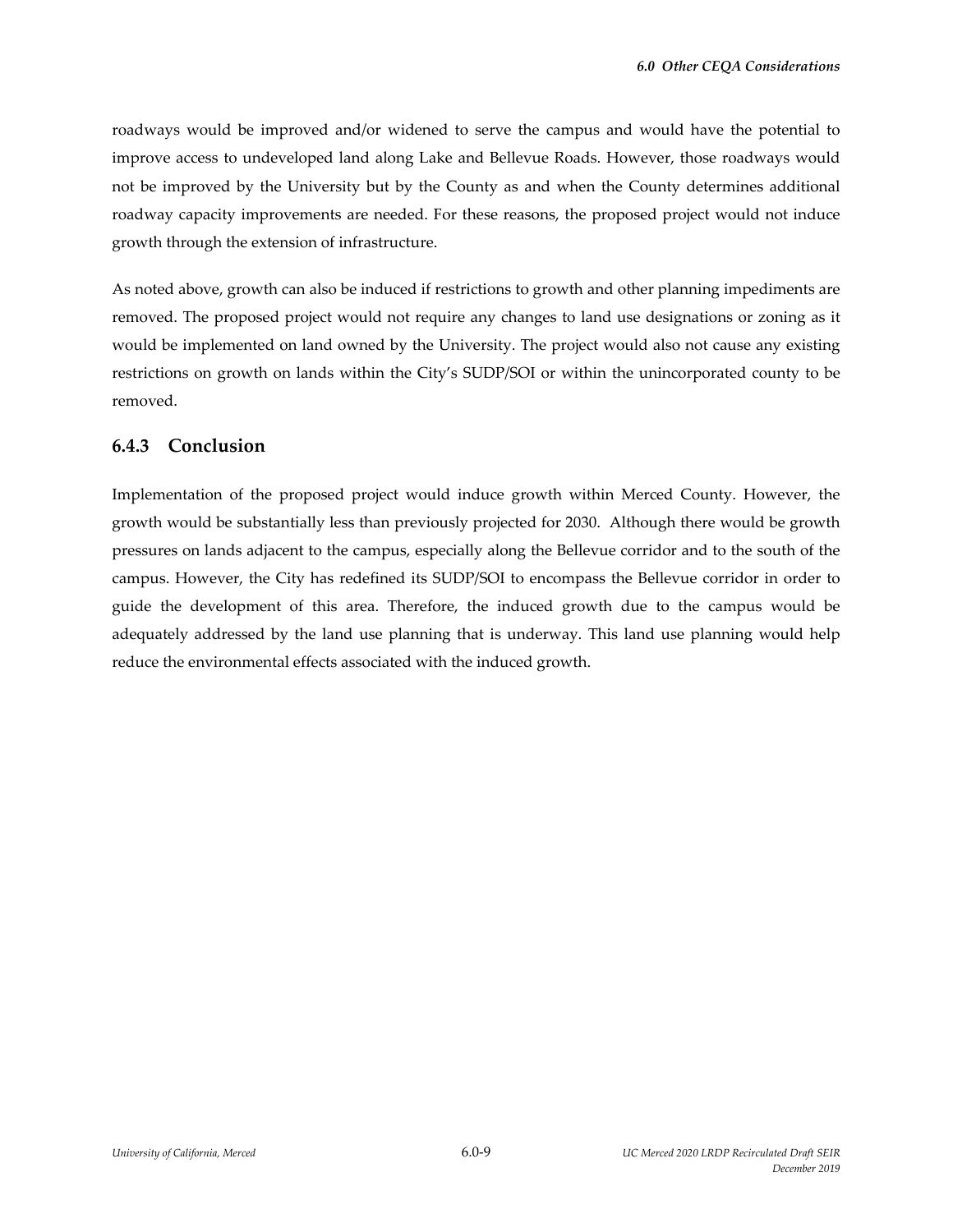roadways would be improved and/or widened to serve the campus and would have the potential to improve access to undeveloped land along Lake and Bellevue Roads. However, those roadways would not be improved by the University but by the County as and when the County determines additional roadway capacity improvements are needed. For these reasons, the proposed project would not induce growth through the extension of infrastructure.

As noted above, growth can also be induced if restrictions to growth and other planning impediments are removed. The proposed project would not require any changes to land use designations or zoning as it would be implemented on land owned by the University. The project would also not cause any existing restrictions on growth on lands within the City's SUDP/SOI or within the unincorporated county to be removed.

### 6.4.3 Conclusion

Implementation of the proposed project would induce growth within Merced County. However, the growth would be substantially less than previously projected for 2030. Although there would be growth pressures on lands adjacent to the campus, especially along the Bellevue corridor and to the south of the campus. However, the City has redefined its SUDP/SOI to encompass the Bellevue corridor in order to guide the development of this area. Therefore, the induced growth due to the campus would be adequately addressed by the land use planning that is underway. This land use planning would help reduce the environmental effects associated with the induced growth.